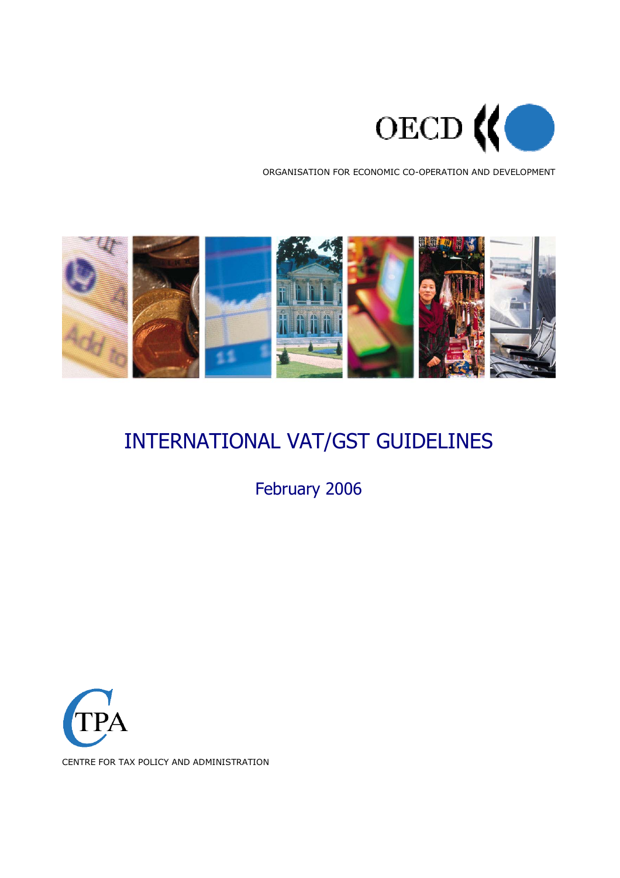OECD

ORGANISATION FOR ECONOMIC CO-OPERATION AND DEVELOPMENT

# INTERNATIONAL VAT/GST GUIDELINES

February 2006

TPA

CENTRE FOR TAX POLICY AND ADMINISTRATION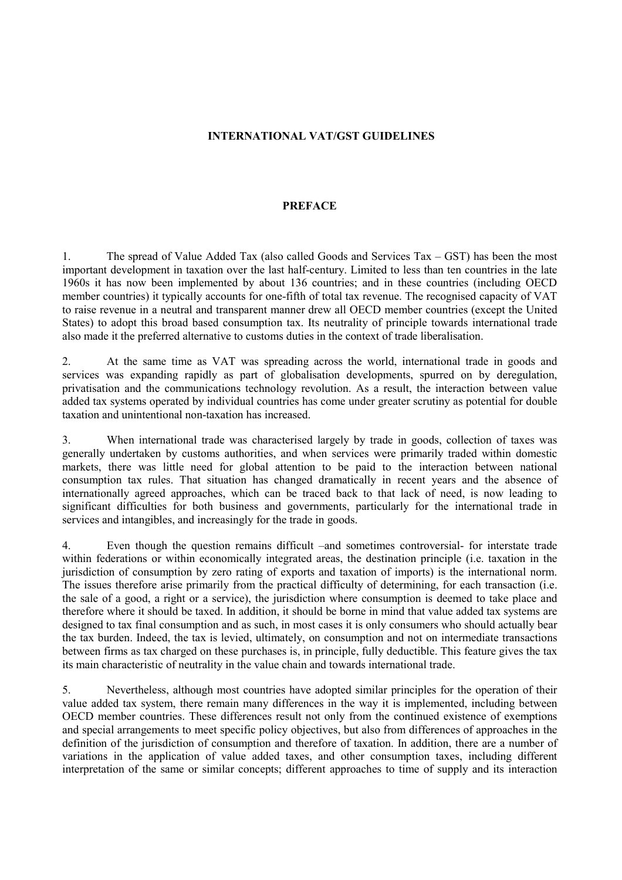## INTERNATIONAL VAT/GST GUIDELINES

### PREFACE

1. The spread of Value Added Tax (also called Goods and Services Tax – GST) has been the most important development in taxation over the last half-century. Limited to less than ten countries in the late 1960s it has now been implemented by about 136 countries; and in these countries (including OECD member countries) it typically accounts for one-fifth of total tax revenue. The recognised capacity of VAT to raise revenue in a neutral and transparent manner drew all OECD member countries (except the United States) to adopt this broad based consumption tax. Its neutrality of principle towards international trade also made it the preferred alternative to customs duties in the context of trade liberalisation.

2. At the same time as VAT was spreading across the world, international trade in goods and services was expanding rapidly as part of globalisation developments, spurred on by deregulation, privatisation and the communications technology revolution. As a result, the interaction between value added tax systems operated by individual countries has come under greater scrutiny as potential for double taxation and unintentional non-taxation has increased.

3. When international trade was characterised largely by trade in goods, collection of taxes was generally undertaken by customs authorities, and when services were primarily traded within domestic markets, there was little need for global attention to be paid to the interaction between national consumption tax rules. That situation has changed dramatically in recent years and the absence of internationally agreed approaches, which can be traced back to that lack of need, is now leading to significant difficulties for both business and governments, particularly for the international trade in services and intangibles, and increasingly for the trade in goods.

4. Even though the question remains difficult –and sometimes controversial- for interstate trade within federations or within economically integrated areas, the destination principle (i.e. taxation in the jurisdiction of consumption by zero rating of exports and taxation of imports) is the international norm. The issues therefore arise primarily from the practical difficulty of determining, for each transaction (i.e. the sale of a good, a right or a service), the jurisdiction where consumption is deemed to take place and therefore where it should be taxed. In addition, it should be borne in mind that value added tax systems are designed to tax final consumption and as such, in most cases it is only consumers who should actually bear the tax burden. Indeed, the tax is levied, ultimately, on consumption and not on intermediate transactions between firms as tax charged on these purchases is, in principle, fully deductible. This feature gives the tax its main characteristic of neutrality in the value chain and towards international trade.

5. Nevertheless, although most countries have adopted similar principles for the operation of their value added tax system, there remain many differences in the way it is implemented, including between OECD member countries. These differences result not only from the continued existence of exemptions and special arrangements to meet specific policy objectives, but also from differences of approaches in the definition of the jurisdiction of consumption and therefore of taxation. In addition, there are a number of variations in the application of value added taxes, and other consumption taxes, including different interpretation of the same or similar concepts; different approaches to time of supply and its interaction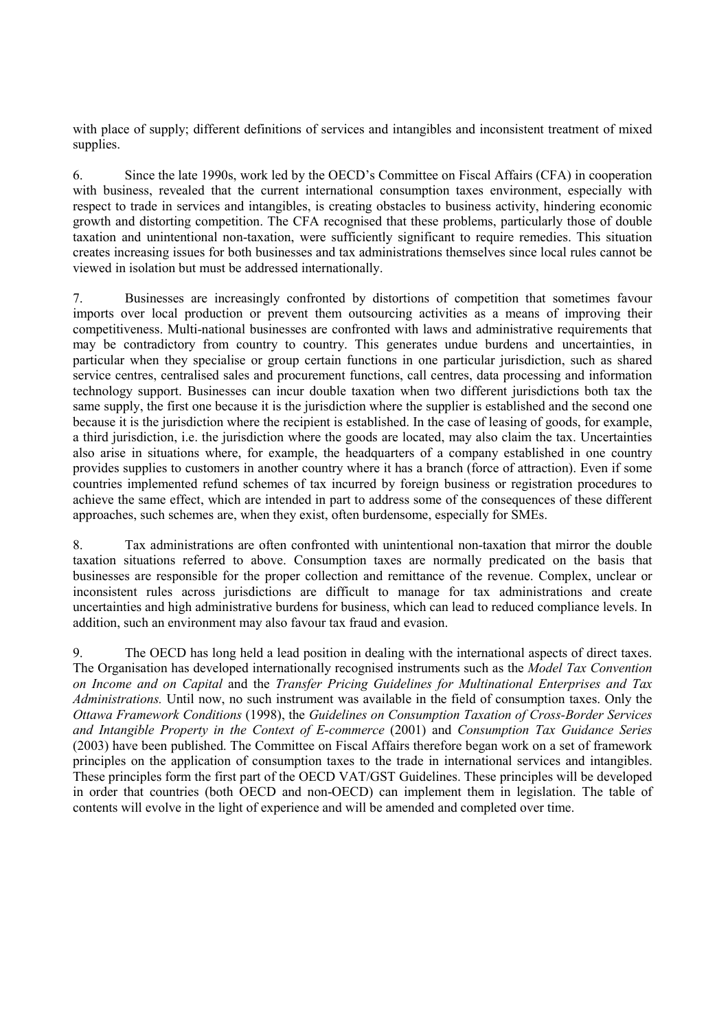with place of supply; different definitions of services and intangibles and inconsistent treatment of mixed supplies.

6. Since the late 1990s, work led by the OECD's Committee on Fiscal Affairs (CFA) in cooperation with business, revealed that the current international consumption taxes environment, especially with respect to trade in services and intangibles, is creating obstacles to business activity, hindering economic growth and distorting competition. The CFA recognised that these problems, particularly those of double taxation and unintentional non-taxation, were sufficiently significant to require remedies. This situation creates increasing issues for both businesses and tax administrations themselves since local rules cannot be viewed in isolation but must be addressed internationally.

7. Businesses are increasingly confronted by distortions of competition that sometimes favour imports over local production or prevent them outsourcing activities as a means of improving their competitiveness. Multi-national businesses are confronted with laws and administrative requirements that may be contradictory from country to country. This generates undue burdens and uncertainties, in particular when they specialise or group certain functions in one particular jurisdiction, such as shared service centres, centralised sales and procurement functions, call centres, data processing and information technology support. Businesses can incur double taxation when two different jurisdictions both tax the same supply, the first one because it is the jurisdiction where the supplier is established and the second one because it is the jurisdiction where the recipient is established. In the case of leasing of goods, for example, a third jurisdiction, i.e. the jurisdiction where the goods are located, may also claim the tax. Uncertainties also arise in situations where, for example, the headquarters of a company established in one country provides supplies to customers in another country where it has a branch (force of attraction). Even if some countries implemented refund schemes of tax incurred by foreign business or registration procedures to achieve the same effect, which are intended in part to address some of the consequences of these different approaches, such schemes are, when they exist, often burdensome, especially for SMEs.

8. Tax administrations are often confronted with unintentional non-taxation that mirror the double taxation situations referred to above. Consumption taxes are normally predicated on the basis that businesses are responsible for the proper collection and remittance of the revenue. Complex, unclear or inconsistent rules across jurisdictions are difficult to manage for tax administrations and create uncertainties and high administrative burdens for business, which can lead to reduced compliance levels. In addition, such an environment may also favour tax fraud and evasion.

9. The OECD has long held a lead position in dealing with the international aspects of direct taxes. The Organisation has developed internationally recognised instruments such as the *Model Tax Convention on Income and on Capital* and the *Transfer Pricing Guidelines for Multinational Enterprises and Tax Administrations.* Until now, no such instrument was available in the field of consumption taxes. Only the *Ottawa Framework Conditions* (1998), the *Guidelines on Consumption Taxation of Cross-Border Services and Intangible Property in the Context of E-commerce* (2001) and *Consumption Tax Guidance Series* (2003) have been published. The Committee on Fiscal Affairs therefore began work on a set of framework principles on the application of consumption taxes to the trade in international services and intangibles. These principles form the first part of the OECD VAT/GST Guidelines. These principles will be developed in order that countries (both OECD and non-OECD) can implement them in legislation. The table of contents will evolve in the light of experience and will be amended and completed over time.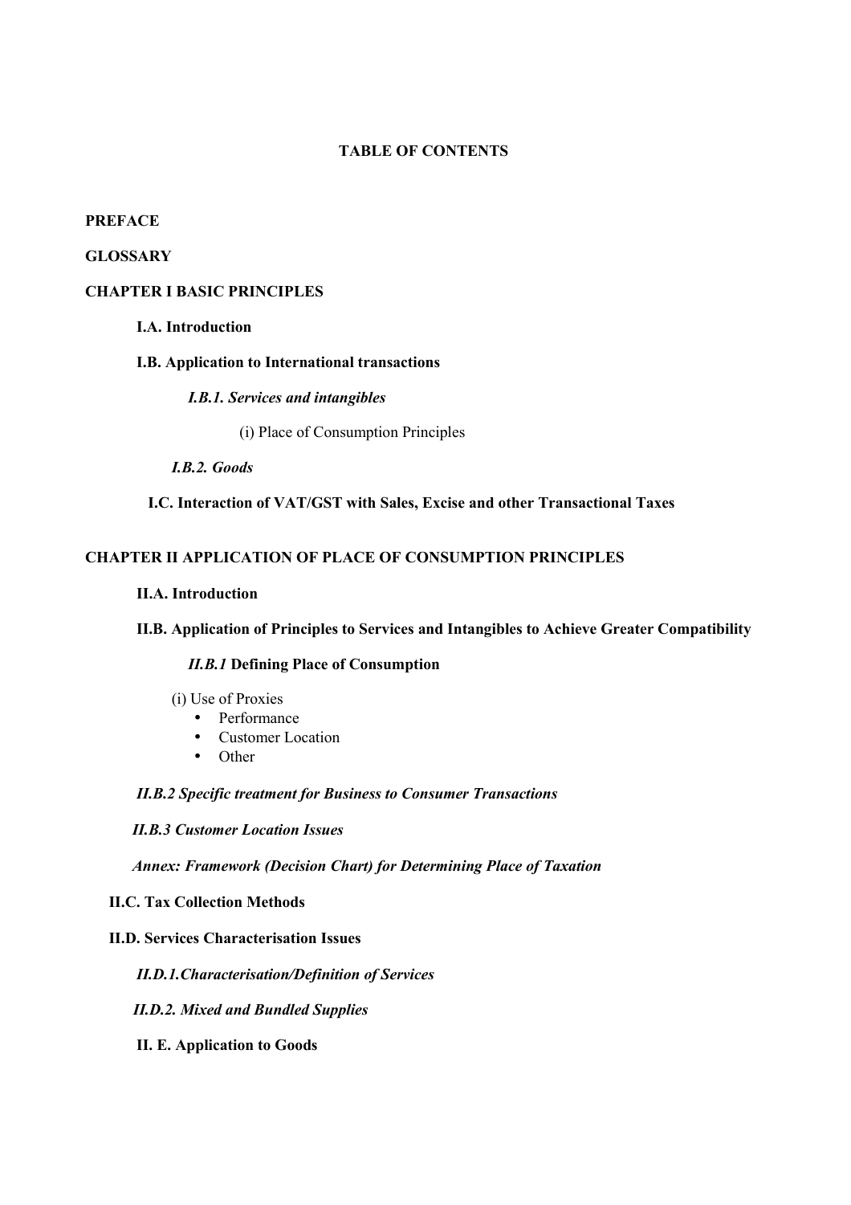**TABLE OF CONTENTS**

**PREFACE**

**GLOSSARY**

**CHAPTER I BASIC PRINCIPLES**

**I.A. Introduction**

**I.B. Application to International transactions**

***I.B.1. Services and intangibles***

(i) Place of Consumption Principles

***I.B.2. Goods***

**I.C. Interaction of VAT/GST with Sales, Excise and other Transactional Taxes**

**CHAPTER II APPLICATION OF PLACE OF CONSUMPTION PRINCIPLES**

**II.A. Introduction**

**II.B. Application of Principles to Services and Intangibles to Achieve Greater Compatibility**

***II.B.1*** **Defining Place of Consumption**

(i) Use of Proxies

- Performance
- Customer Location
- Other

***II.B.2 Specific treatment for Business to Consumer Transactions***

***II.B.3 Customer Location Issues***

***Annex: Framework (Decision Chart) for Determining Place of Taxation***

**II.C. Tax Collection Methods**

**II.D. Services Characterisation Issues**

***II.D.1.Characterisation/Definition of Services***

***II.D.2. Mixed and Bundled Supplies***

**II. E. Application to Goods**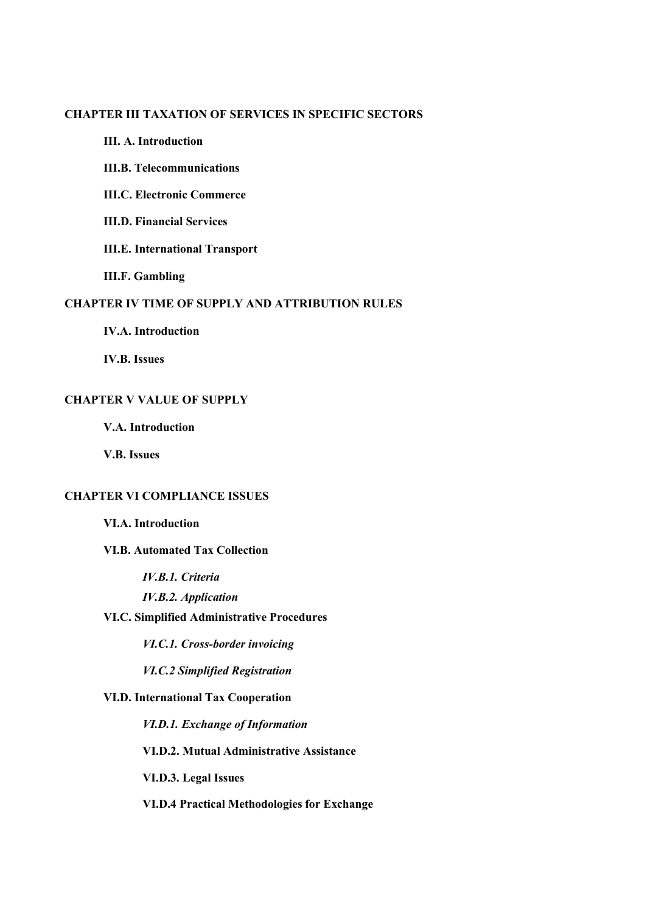**CHAPTER III TAXATION OF SERVICES IN SPECIFIC SECTORS**

**III. A. Introduction**

**III.B. Telecommunications**

**III.C. Electronic Commerce**

**III.D. Financial Services**

**III.E. International Transport**

**III.F. Gambling**

**CHAPTER IV TIME OF SUPPLY AND ATTRIBUTION RULES**

**IV.A. Introduction**

**IV.B. Issues**

**CHAPTER V VALUE OF SUPPLY**

**V.A. Introduction**

**V.B. Issues**

**CHAPTER VI COMPLIANCE ISSUES**

**VI.A. Introduction**

**VI.B. Automated Tax Collection**

***IV.B.1. Criteria***

***IV.B.2. Application***

**VI.C. Simplified Administrative Procedures**

***VI.C.1. Cross-border invoicing***

***VI.C.2 Simplified Registration***

**VI.D. International Tax Cooperation**

***VI.D.1. Exchange of Information***

**VI.D.2. Mutual Administrative Assistance**

**VI.D.3. Legal Issues**

**VI.D.4 Practical Methodologies for Exchange**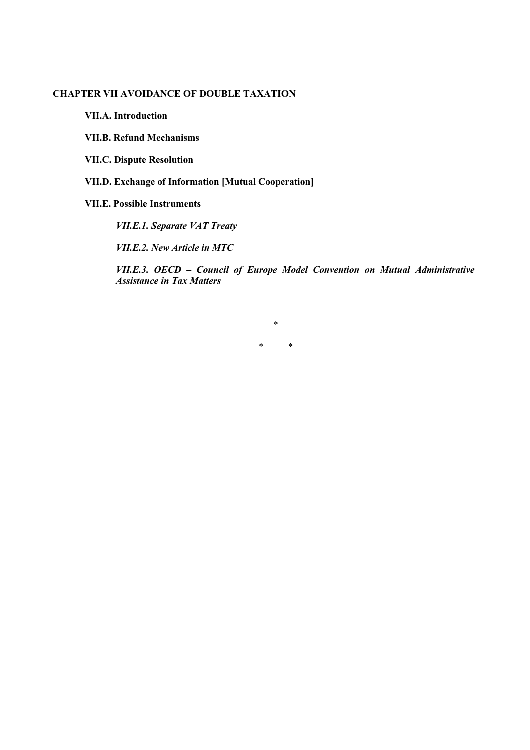# CHAPTER VII AVOIDANCE OF DOUBLE TAXATION

## VII.A. Introduction

## VII.B. Refund Mechanisms

## VII.C. Dispute Resolution

## VII.D. Exchange of Information [Mutual Cooperation]

## VII.E. Possible Instruments

### *VII.E.1. Separate VAT Treaty*

### *VII.E.2. New Article in MTC*

### *VII.E.3. OECD – Council of Europe Model Convention on Mutual Administrative Assistance in Tax Matters*

\*

\* \*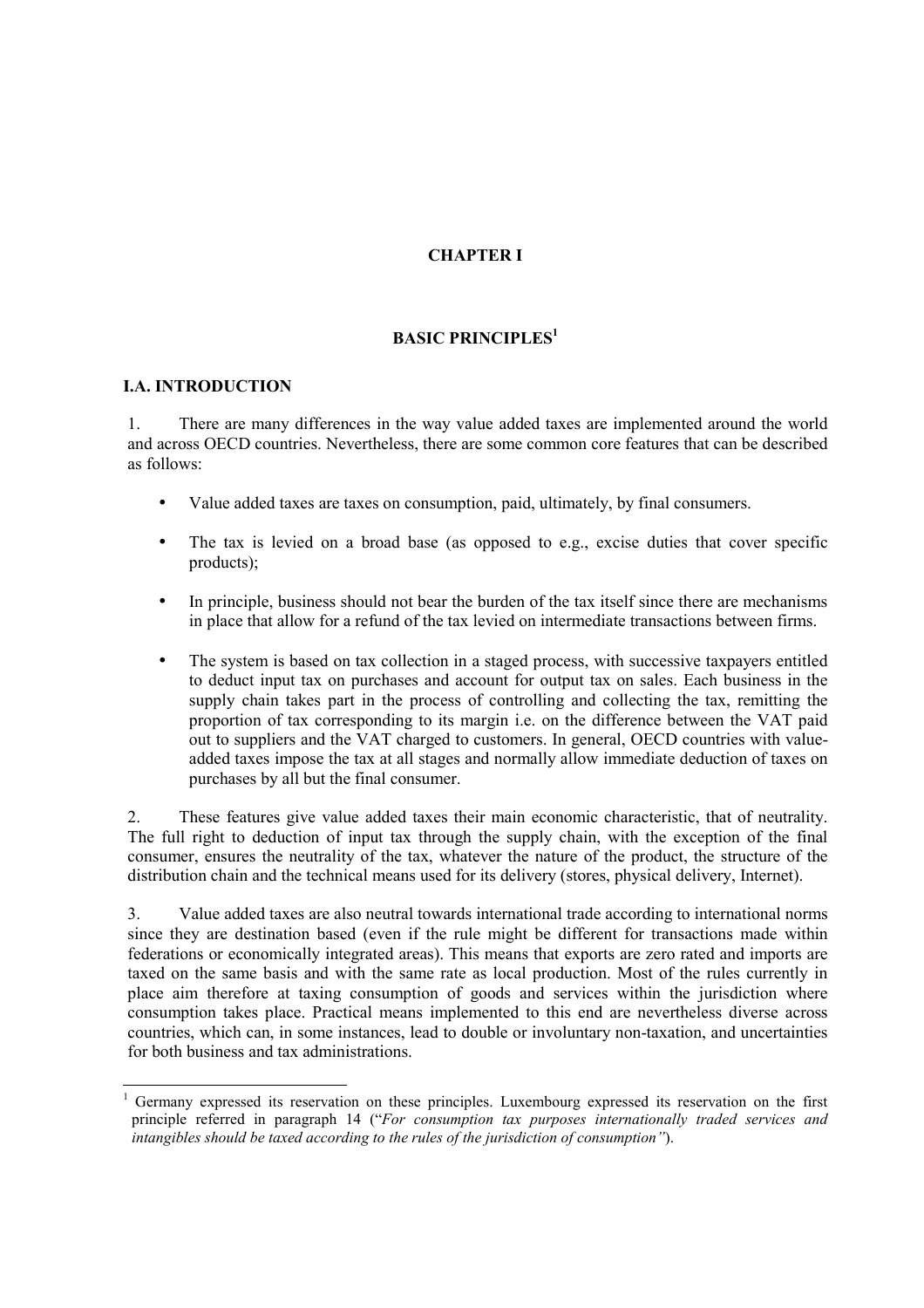# CHAPTER I

## BASIC PRINCIPLES[1]

### I.A. INTRODUCTION

1. There are many differences in the way value added taxes are implemented around the world and across OECD countries. Nevertheless, there are some common core features that can be described as follows:

- Value added taxes are taxes on consumption, paid, ultimately, by final consumers.
- The tax is levied on a broad base (as opposed to e.g., excise duties that cover specific products);
- In principle, business should not bear the burden of the tax itself since there are mechanisms in place that allow for a refund of the tax levied on intermediate transactions between firms.
- The system is based on tax collection in a staged process, with successive taxpayers entitled to deduct input tax on purchases and account for output tax on sales. Each business in the supply chain takes part in the process of controlling and collecting the tax, remitting the proportion of tax corresponding to its margin i.e. on the difference between the VAT paid out to suppliers and the VAT charged to customers. In general, OECD countries with value-added taxes impose the tax at all stages and normally allow immediate deduction of taxes on purchases by all but the final consumer.

2. These features give value added taxes their main economic characteristic, that of neutrality. The full right to deduction of input tax through the supply chain, with the exception of the final consumer, ensures the neutrality of the tax, whatever the nature of the product, the structure of the distribution chain and the technical means used for its delivery (stores, physical delivery, Internet).

3. Value added taxes are also neutral towards international trade according to international norms since they are destination based (even if the rule might be different for transactions made within federations or economically integrated areas). This means that exports are zero rated and imports are taxed on the same basis and with the same rate as local production. Most of the rules currently in place aim therefore at taxing consumption of goods and services within the jurisdiction where consumption takes place. Practical means implemented to this end are nevertheless diverse across countries, which can, in some instances, lead to double or involuntary non-taxation, and uncertainties for both business and tax administrations.

---

[1] Germany expressed its reservation on these principles. Luxembourg expressed its reservation on the first principle referred in paragraph 14 ("*For consumption tax purposes internationally traded services and intangibles should be taxed according to the rules of the jurisdiction of consumption"*).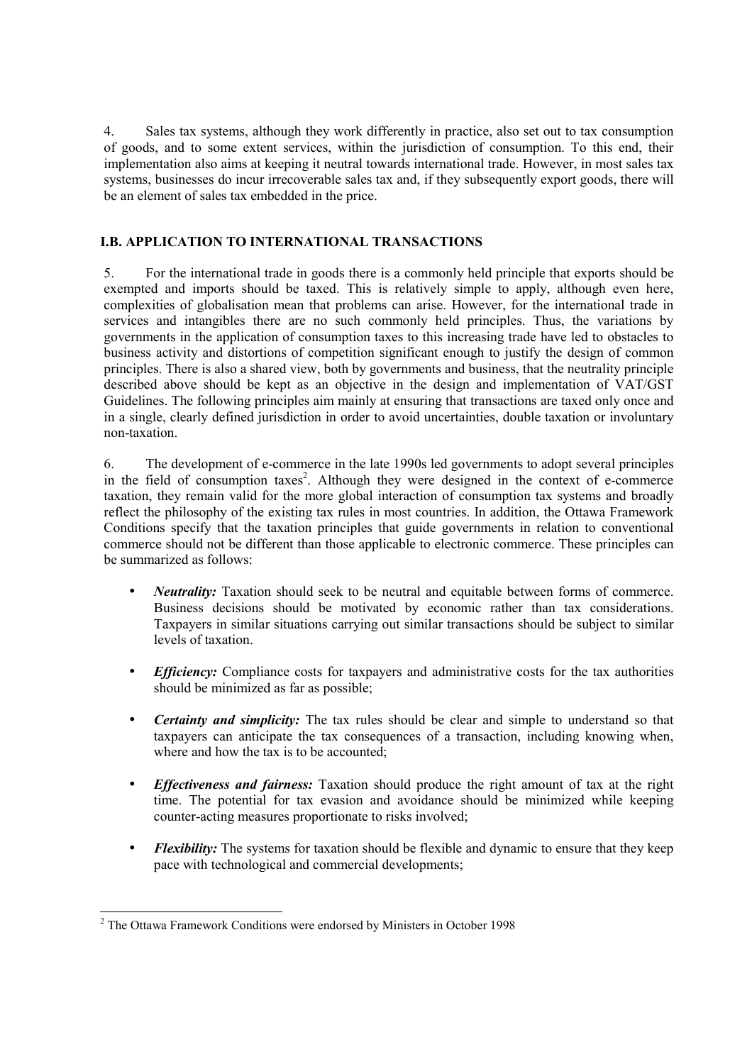4. Sales tax systems, although they work differently in practice, also set out to tax consumption of goods, and to some extent services, within the jurisdiction of consumption. To this end, their implementation also aims at keeping it neutral towards international trade. However, in most sales tax systems, businesses do incur irrecoverable sales tax and, if they subsequently export goods, there will be an element of sales tax embedded in the price.

## I.B. APPLICATION TO INTERNATIONAL TRANSACTIONS

5. For the international trade in goods there is a commonly held principle that exports should be exempted and imports should be taxed. This is relatively simple to apply, although even here, complexities of globalisation mean that problems can arise. However, for the international trade in services and intangibles there are no such commonly held principles. Thus, the variations by governments in the application of consumption taxes to this increasing trade have led to obstacles to business activity and distortions of competition significant enough to justify the design of common principles. There is also a shared view, both by governments and business, that the neutrality principle described above should be kept as an objective in the design and implementation of VAT/GST Guidelines. The following principles aim mainly at ensuring that transactions are taxed only once and in a single, clearly defined jurisdiction in order to avoid uncertainties, double taxation or involuntary non-taxation.

6. The development of e-commerce in the late 1990s led governments to adopt several principles in the field of consumption taxes[2]. Although they were designed in the context of e-commerce taxation, they remain valid for the more global interaction of consumption tax systems and broadly reflect the philosophy of the existing tax rules in most countries. In addition, the Ottawa Framework Conditions specify that the taxation principles that guide governments in relation to conventional commerce should not be different than those applicable to electronic commerce. These principles can be summarized as follows:

- ***Neutrality:*** Taxation should seek to be neutral and equitable between forms of commerce. Business decisions should be motivated by economic rather than tax considerations. Taxpayers in similar situations carrying out similar transactions should be subject to similar levels of taxation.
- ***Efficiency:*** Compliance costs for taxpayers and administrative costs for the tax authorities should be minimized as far as possible;
- ***Certainty and simplicity:*** The tax rules should be clear and simple to understand so that taxpayers can anticipate the tax consequences of a transaction, including knowing when, where and how the tax is to be accounted;
- ***Effectiveness and fairness:*** Taxation should produce the right amount of tax at the right time. The potential for tax evasion and avoidance should be minimized while keeping counter-acting measures proportionate to risks involved;
- ***Flexibility:*** The systems for taxation should be flexible and dynamic to ensure that they keep pace with technological and commercial developments;

[2] The Ottawa Framework Conditions were endorsed by Ministers in October 1998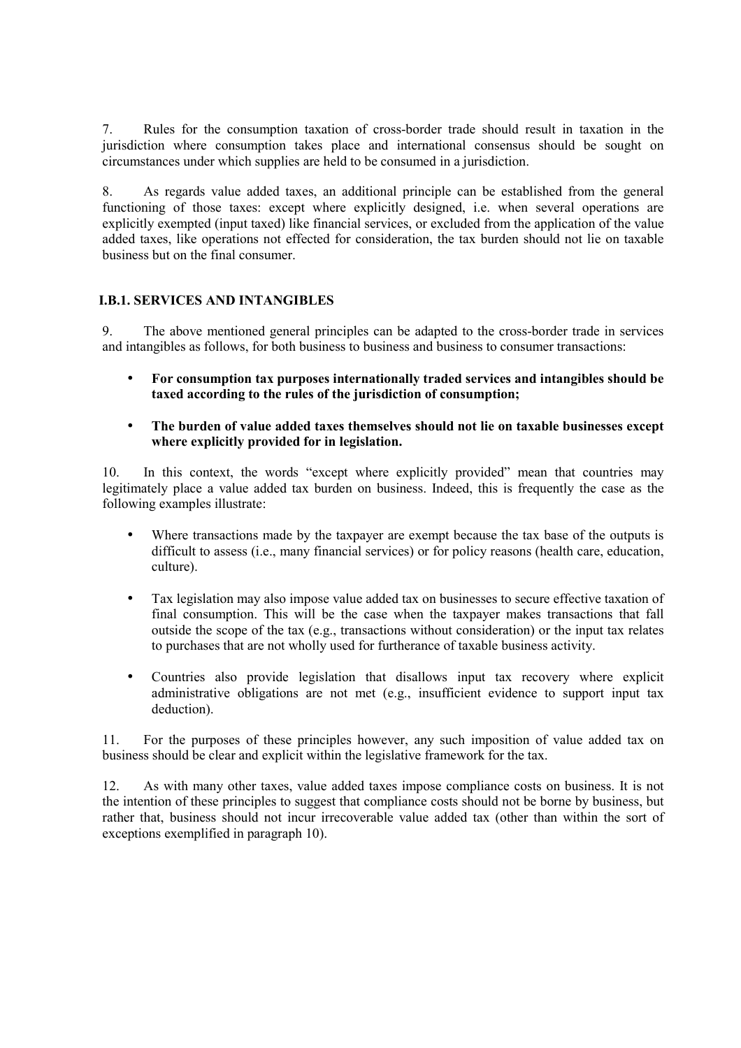7. Rules for the consumption taxation of cross-border trade should result in taxation in the jurisdiction where consumption takes place and international consensus should be sought on circumstances under which supplies are held to be consumed in a jurisdiction.

8. As regards value added taxes, an additional principle can be established from the general functioning of those taxes: except where explicitly designed, i.e. when several operations are explicitly exempted (input taxed) like financial services, or excluded from the application of the value added taxes, like operations not effected for consideration, the tax burden should not lie on taxable business but on the final consumer.

### I.B.1. SERVICES AND INTANGIBLES

9. The above mentioned general principles can be adapted to the cross-border trade in services and intangibles as follows, for both business to business and business to consumer transactions:

- **For consumption tax purposes internationally traded services and intangibles should be taxed according to the rules of the jurisdiction of consumption;**

- **The burden of value added taxes themselves should not lie on taxable businesses except where explicitly provided for in legislation.**

10. In this context, the words "except where explicitly provided" mean that countries may legitimately place a value added tax burden on business. Indeed, this is frequently the case as the following examples illustrate:

- Where transactions made by the taxpayer are exempt because the tax base of the outputs is difficult to assess (i.e., many financial services) or for policy reasons (health care, education, culture).

- Tax legislation may also impose value added tax on businesses to secure effective taxation of final consumption. This will be the case when the taxpayer makes transactions that fall outside the scope of the tax (e.g., transactions without consideration) or the input tax relates to purchases that are not wholly used for furtherance of taxable business activity.

- Countries also provide legislation that disallows input tax recovery where explicit administrative obligations are not met (e.g., insufficient evidence to support input tax deduction).

11. For the purposes of these principles however, any such imposition of value added tax on business should be clear and explicit within the legislative framework for the tax.

12. As with many other taxes, value added taxes impose compliance costs on business. It is not the intention of these principles to suggest that compliance costs should not be borne by business, but rather that, business should not incur irrecoverable value added tax (other than within the sort of exceptions exemplified in paragraph 10).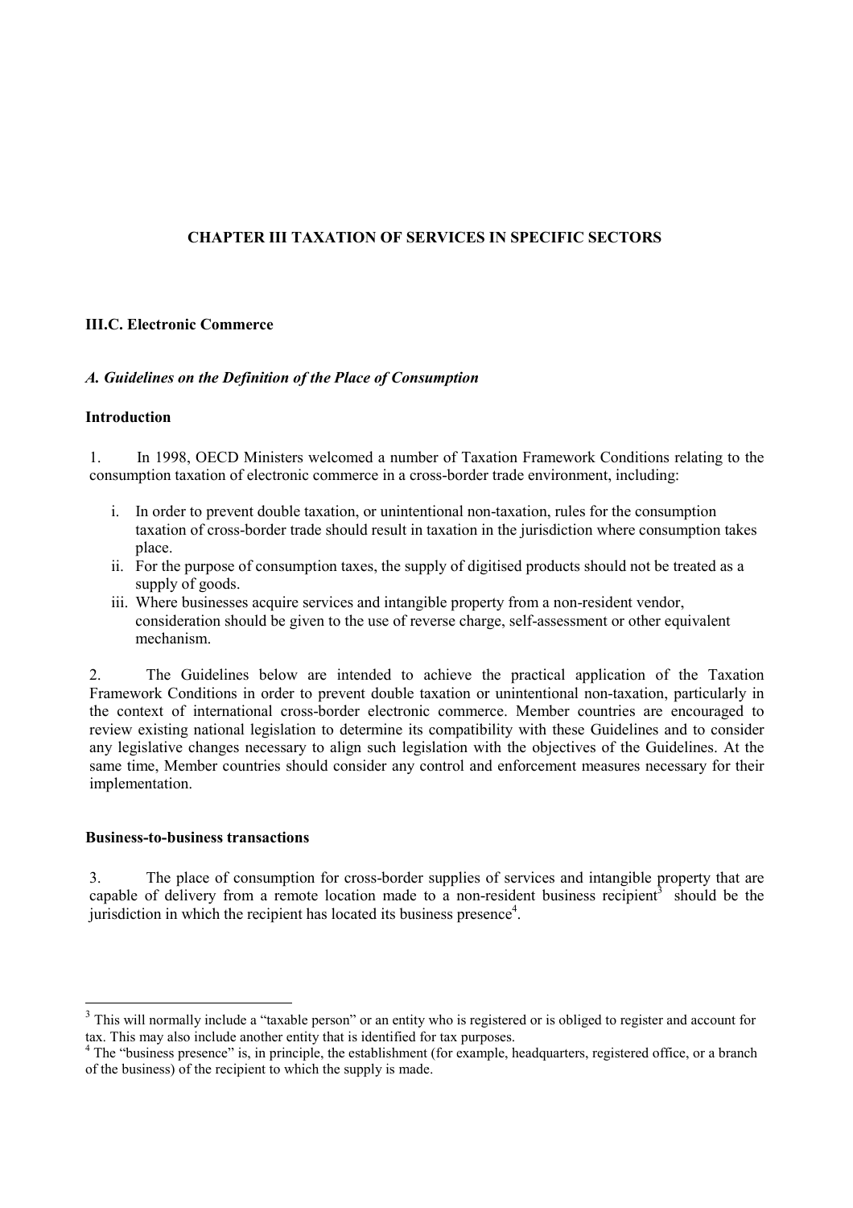## CHAPTER III TAXATION OF SERVICES IN SPECIFIC SECTORS

### III.C. Electronic Commerce

#### *A. Guidelines on the Definition of the Place of Consumption*

**Introduction**

1. In 1998, OECD Ministers welcomed a number of Taxation Framework Conditions relating to the consumption taxation of electronic commerce in a cross-border trade environment, including:

   i. In order to prevent double taxation, or unintentional non-taxation, rules for the consumption taxation of cross-border trade should result in taxation in the jurisdiction where consumption takes place.
   ii. For the purpose of consumption taxes, the supply of digitised products should not be treated as a supply of goods.
   iii. Where businesses acquire services and intangible property from a non-resident vendor, consideration should be given to the use of reverse charge, self-assessment or other equivalent mechanism.

2. The Guidelines below are intended to achieve the practical application of the Taxation Framework Conditions in order to prevent double taxation or unintentional non-taxation, particularly in the context of international cross-border electronic commerce. Member countries are encouraged to review existing national legislation to determine its compatibility with these Guidelines and to consider any legislative changes necessary to align such legislation with the objectives of the Guidelines. At the same time, Member countries should consider any control and enforcement measures necessary for their implementation.

**Business-to-business transactions**

3. The place of consumption for cross-border supplies of services and intangible property that are capable of delivery from a remote location made to a non-resident business recipient[3] should be the jurisdiction in which the recipient has located its business presence[4].

---

[3] This will normally include a "taxable person" or an entity who is registered or is obliged to register and account for tax. This may also include another entity that is identified for tax purposes.

[4] The "business presence" is, in principle, the establishment (for example, headquarters, registered office, or a branch of the business) of the recipient to which the supply is made.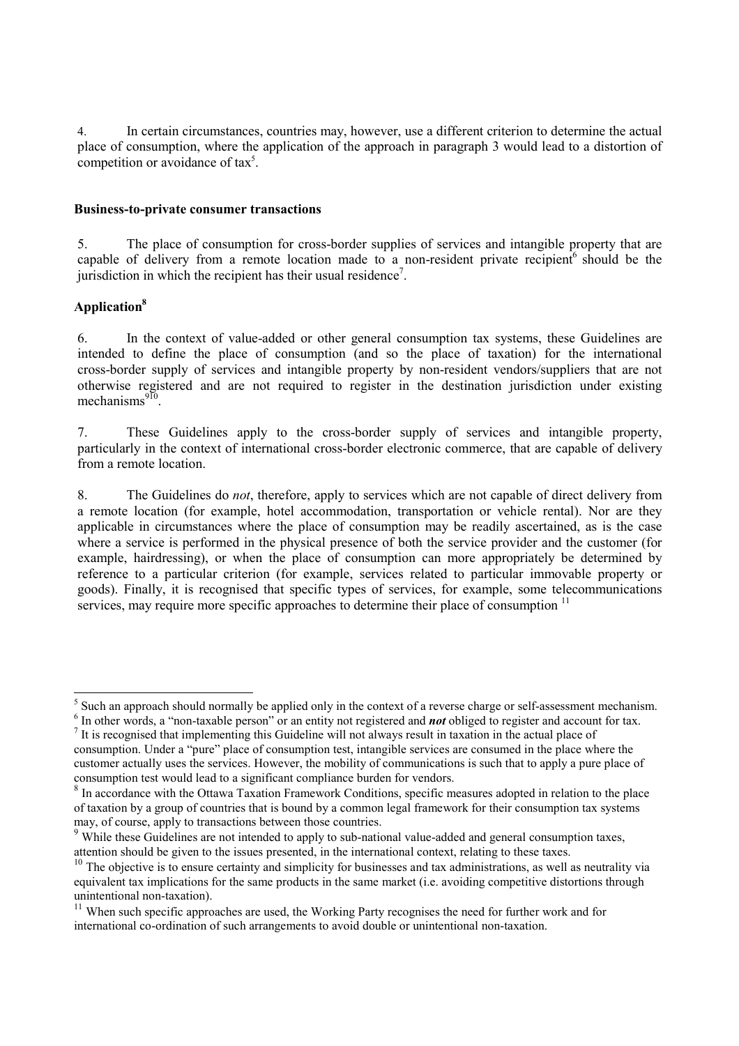4. In certain circumstances, countries may, however, use a different criterion to determine the actual place of consumption, where the application of the approach in paragraph 3 would lead to a distortion of competition or avoidance of tax[5].

**Business-to-private consumer transactions**

5. The place of consumption for cross-border supplies of services and intangible property that are capable of delivery from a remote location made to a non-resident private recipient[6] should be the jurisdiction in which the recipient has their usual residence[7].

## Application[8]

6. In the context of value-added or other general consumption tax systems, these Guidelines are intended to define the place of consumption (and so the place of taxation) for the international cross-border supply of services and intangible property by non-resident vendors/suppliers that are not otherwise registered and are not required to register in the destination jurisdiction under existing mechanisms[9][10].

7. These Guidelines apply to the cross-border supply of services and intangible property, particularly in the context of international cross-border electronic commerce, that are capable of delivery from a remote location.

8. The Guidelines do *not*, therefore, apply to services which are not capable of direct delivery from a remote location (for example, hotel accommodation, transportation or vehicle rental). Nor are they applicable in circumstances where the place of consumption may be readily ascertained, as is the case where a service is performed in the physical presence of both the service provider and the customer (for example, hairdressing), or when the place of consumption can more appropriately be determined by reference to a particular criterion (for example, services related to particular immovable property or goods). Finally, it is recognised that specific types of services, for example, some telecommunications services, may require more specific approaches to determine their place of consumption [11]

---

[5] Such an approach should normally be applied only in the context of a reverse charge or self-assessment mechanism.

[6] In other words, a "non-taxable person" or an entity not registered and ***not*** obliged to register and account for tax.

[7] It is recognised that implementing this Guideline will not always result in taxation in the actual place of consumption. Under a "pure" place of consumption test, intangible services are consumed in the place where the customer actually uses the services. However, the mobility of communications is such that to apply a pure place of consumption test would lead to a significant compliance burden for vendors.

[8] In accordance with the Ottawa Taxation Framework Conditions, specific measures adopted in relation to the place of taxation by a group of countries that is bound by a common legal framework for their consumption tax systems may, of course, apply to transactions between those countries.

[9] While these Guidelines are not intended to apply to sub-national value-added and general consumption taxes, attention should be given to the issues presented, in the international context, relating to these taxes.

[10] The objective is to ensure certainty and simplicity for businesses and tax administrations, as well as neutrality via equivalent tax implications for the same products in the same market (i.e. avoiding competitive distortions through unintentional non-taxation).

[11] When such specific approaches are used, the Working Party recognises the need for further work and for international co-ordination of such arrangements to avoid double or unintentional non-taxation.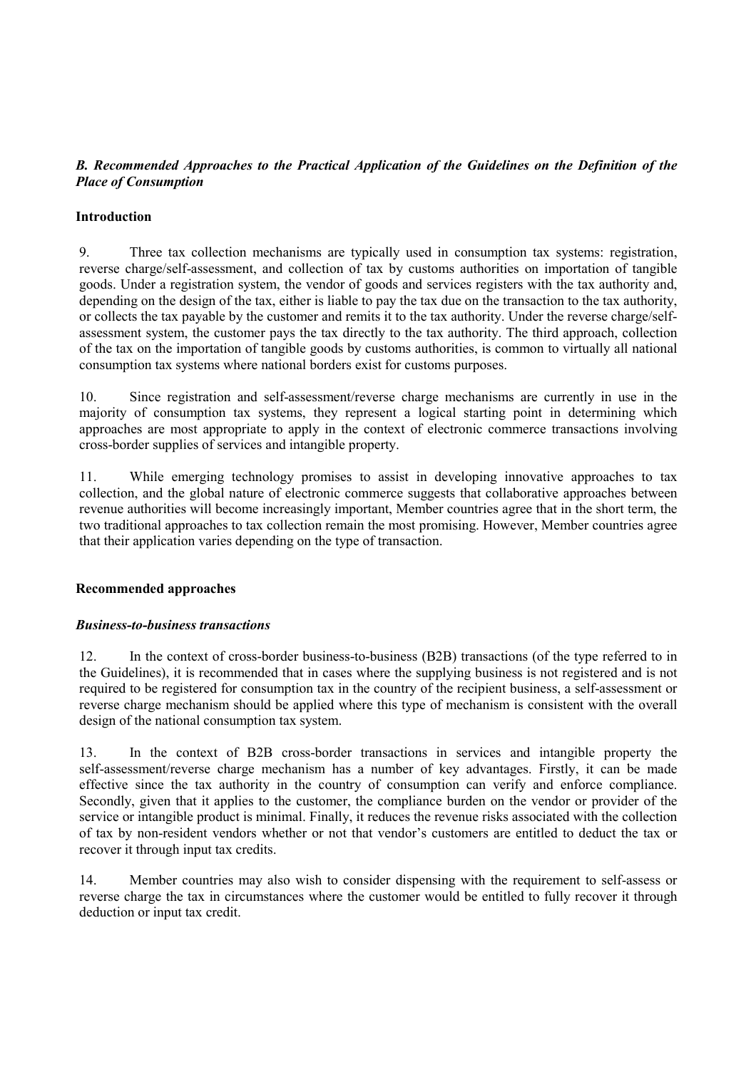### *B. Recommended Approaches to the Practical Application of the Guidelines on the Definition of the Place of Consumption*

**Introduction**

9. Three tax collection mechanisms are typically used in consumption tax systems: registration, reverse charge/self-assessment, and collection of tax by customs authorities on importation of tangible goods. Under a registration system, the vendor of goods and services registers with the tax authority and, depending on the design of the tax, either is liable to pay the tax due on the transaction to the tax authority, or collects the tax payable by the customer and remits it to the tax authority. Under the reverse charge/self-assessment system, the customer pays the tax directly to the tax authority. The third approach, collection of the tax on the importation of tangible goods by customs authorities, is common to virtually all national consumption tax systems where national borders exist for customs purposes.

10. Since registration and self-assessment/reverse charge mechanisms are currently in use in the majority of consumption tax systems, they represent a logical starting point in determining which approaches are most appropriate to apply in the context of electronic commerce transactions involving cross-border supplies of services and intangible property.

11. While emerging technology promises to assist in developing innovative approaches to tax collection, and the global nature of electronic commerce suggests that collaborative approaches between revenue authorities will become increasingly important, Member countries agree that in the short term, the two traditional approaches to tax collection remain the most promising. However, Member countries agree that their application varies depending on the type of transaction.

**Recommended approaches**

***Business-to-business transactions***

12. In the context of cross-border business-to-business (B2B) transactions (of the type referred to in the Guidelines), it is recommended that in cases where the supplying business is not registered and is not required to be registered for consumption tax in the country of the recipient business, a self-assessment or reverse charge mechanism should be applied where this type of mechanism is consistent with the overall design of the national consumption tax system.

13. In the context of B2B cross-border transactions in services and intangible property the self-assessment/reverse charge mechanism has a number of key advantages. Firstly, it can be made effective since the tax authority in the country of consumption can verify and enforce compliance. Secondly, given that it applies to the customer, the compliance burden on the vendor or provider of the service or intangible product is minimal. Finally, it reduces the revenue risks associated with the collection of tax by non-resident vendors whether or not that vendor's customers are entitled to deduct the tax or recover it through input tax credits.

14. Member countries may also wish to consider dispensing with the requirement to self-assess or reverse charge the tax in circumstances where the customer would be entitled to fully recover it through deduction or input tax credit.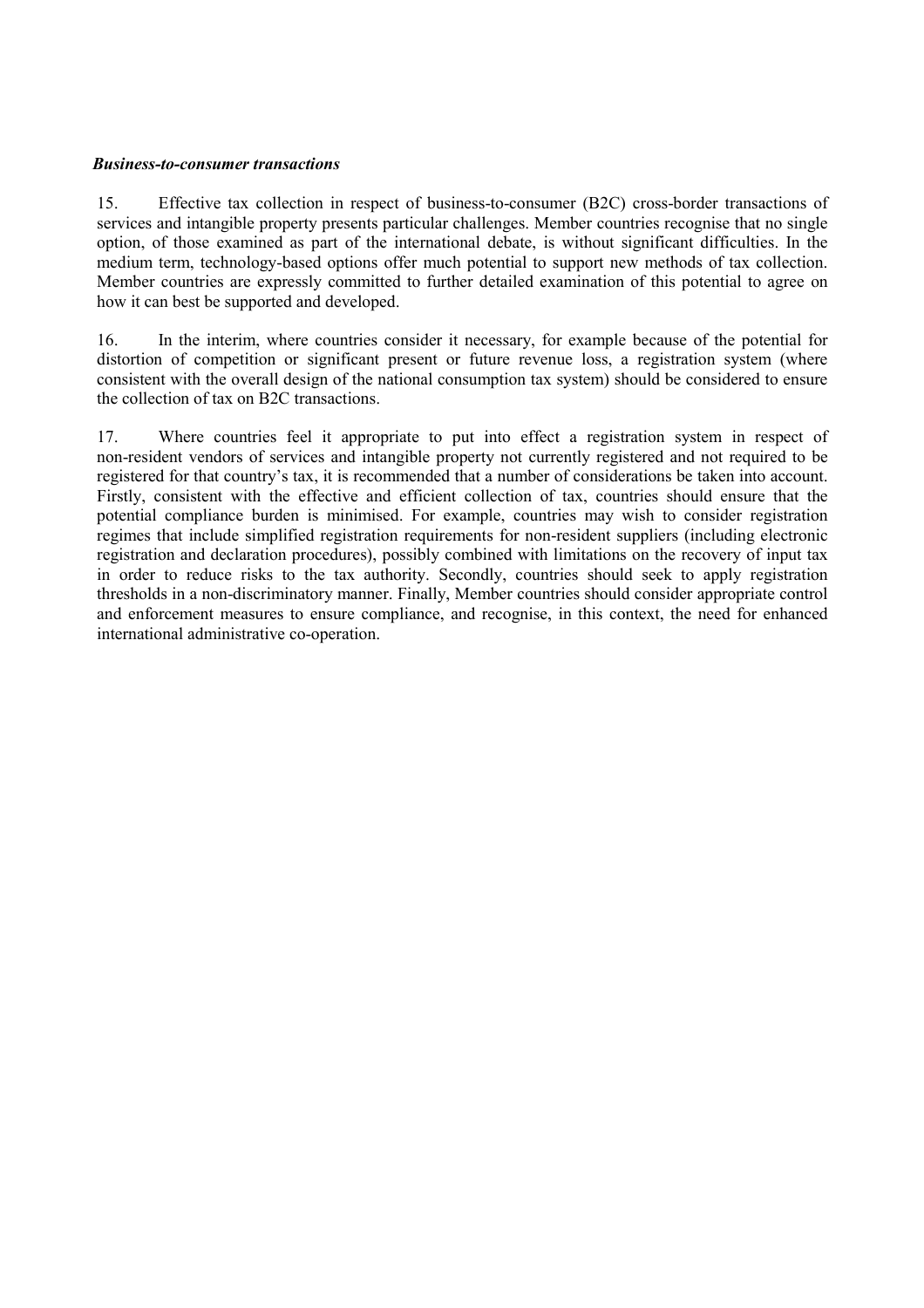***Business-to-consumer transactions***

15. Effective tax collection in respect of business-to-consumer (B2C) cross-border transactions of services and intangible property presents particular challenges. Member countries recognise that no single option, of those examined as part of the international debate, is without significant difficulties. In the medium term, technology-based options offer much potential to support new methods of tax collection. Member countries are expressly committed to further detailed examination of this potential to agree on how it can best be supported and developed.

16. In the interim, where countries consider it necessary, for example because of the potential for distortion of competition or significant present or future revenue loss, a registration system (where consistent with the overall design of the national consumption tax system) should be considered to ensure the collection of tax on B2C transactions.

17. Where countries feel it appropriate to put into effect a registration system in respect of non-resident vendors of services and intangible property not currently registered and not required to be registered for that country's tax, it is recommended that a number of considerations be taken into account. Firstly, consistent with the effective and efficient collection of tax, countries should ensure that the potential compliance burden is minimised. For example, countries may wish to consider registration regimes that include simplified registration requirements for non-resident suppliers (including electronic registration and declaration procedures), possibly combined with limitations on the recovery of input tax in order to reduce risks to the tax authority. Secondly, countries should seek to apply registration thresholds in a non-discriminatory manner. Finally, Member countries should consider appropriate control and enforcement measures to ensure compliance, and recognise, in this context, the need for enhanced international administrative co-operation.